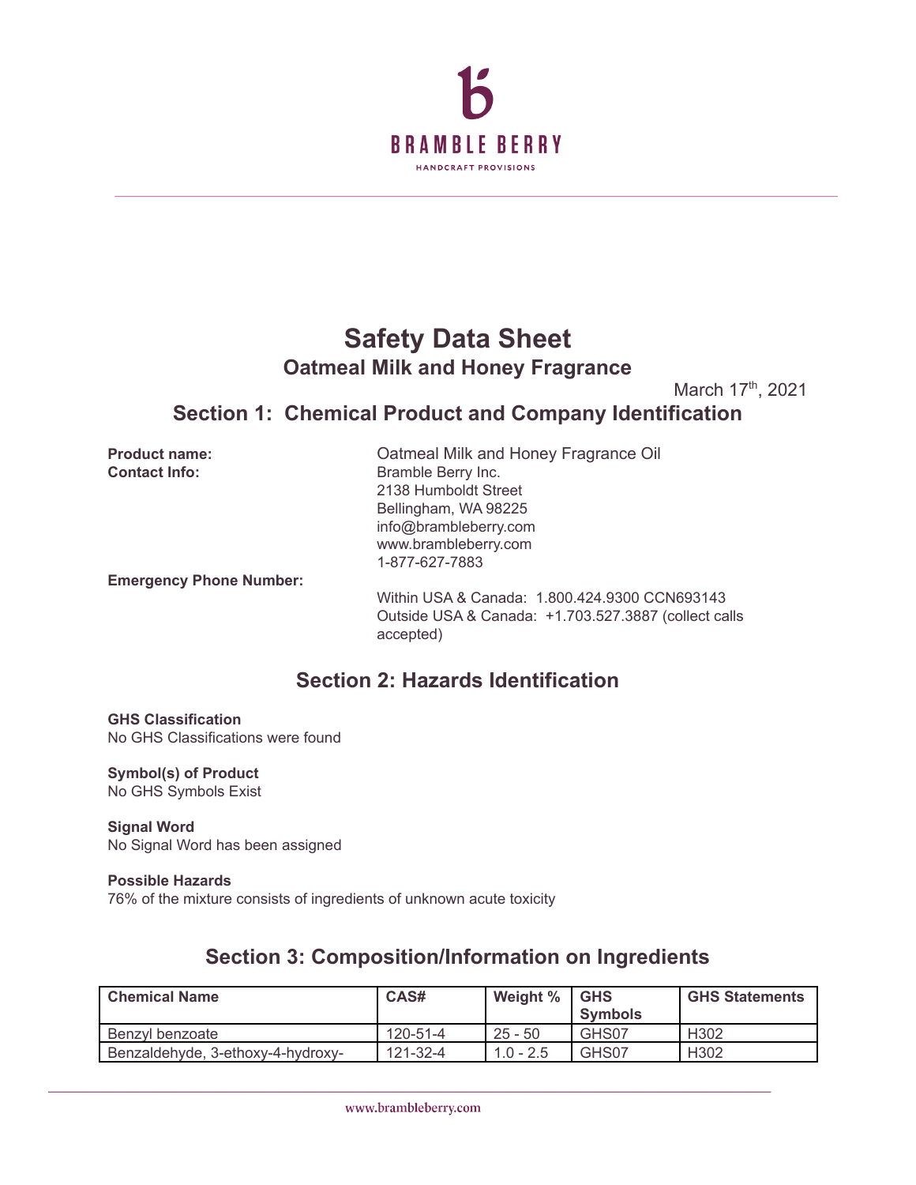BRAMBLE BERRY

HANDCRAFT PROVISIONS

# Safety Data Sheet

## Oatmeal Milk and Honey Fragrance

March 17th, 2021

## Section 1: Chemical Product and Company Identification

**Product name:** Oatmeal Milk and Honey Fragrance Oil

**Contact Info:** Bramble Berry Inc.
2138 Humboldt Street
Bellingham, WA 98225
info@brambleberry.com
www.brambleberry.com
1-877-627-7883

**Emergency Phone Number:**
Within USA & Canada: 1.800.424.9300 CCN693143
Outside USA & Canada: +1.703.527.3887 (collect calls accepted)

## Section 2: Hazards Identification

**GHS Classification**
No GHS Classifications were found

**Symbol(s) of Product**
No GHS Symbols Exist

**Signal Word**
No Signal Word has been assigned

**Possible Hazards**
76% of the mixture consists of ingredients of unknown acute toxicity

## Section 3: Composition/Information on Ingredients

| Chemical Name | CAS# | Weight % | GHS Symbols | GHS Statements |
|---|---|---|---|---|
| Benzyl benzoate | 120-51-4 | 25 - 50 | GHS07 | H302 |
| Benzaldehyde, 3-ethoxy-4-hydroxy- | 121-32-4 | 1.0 - 2.5 | GHS07 | H302 |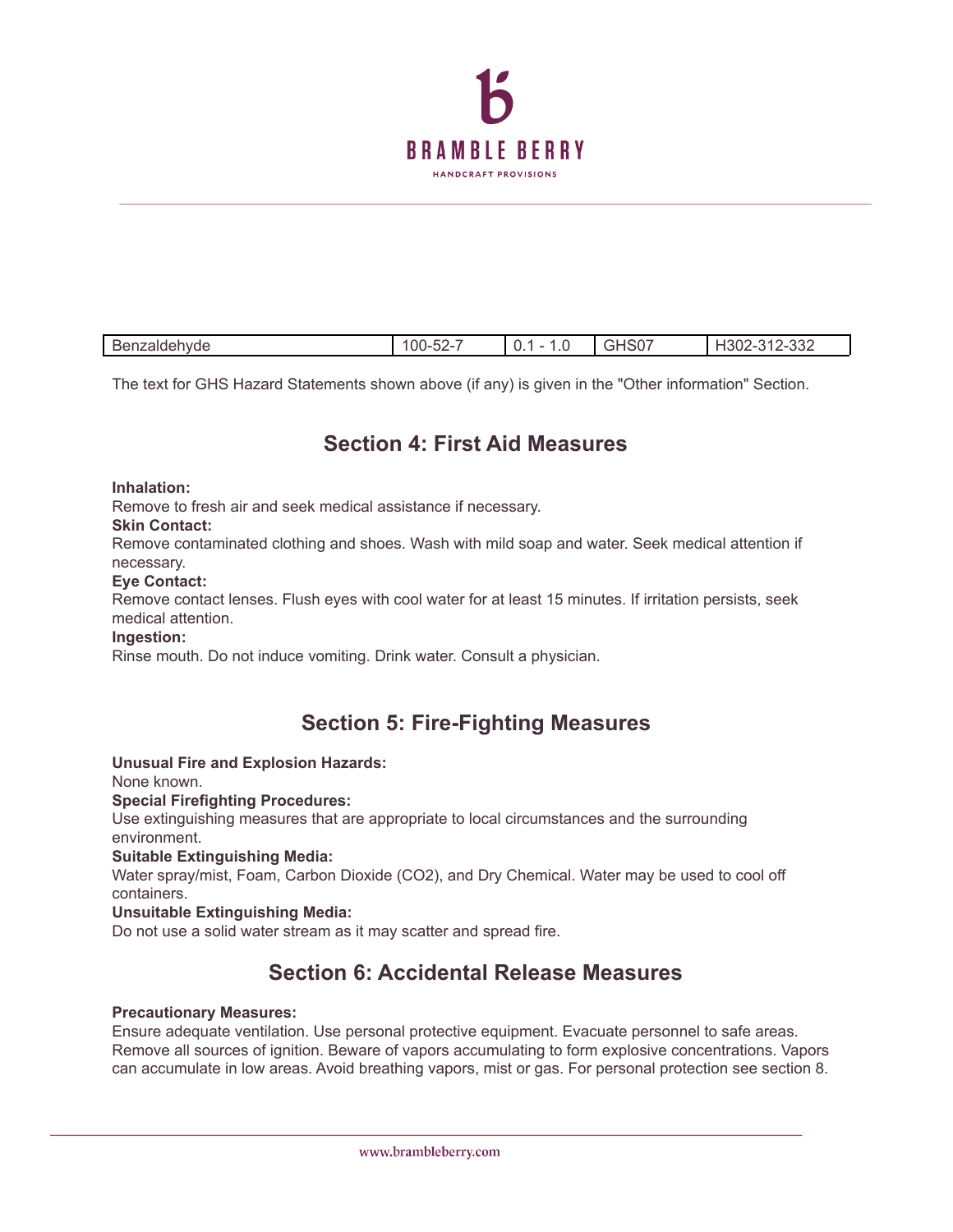| Benzaldehyde | 100-52-7 | 0.1 - 1.0 | GHS07 | H302-312-332 |
|---|---|---|---|---|

The text for GHS Hazard Statements shown above (if any) is given in the "Other information" Section.

## Section 4: First Aid Measures

**Inhalation:**
Remove to fresh air and seek medical assistance if necessary.

**Skin Contact:**
Remove contaminated clothing and shoes. Wash with mild soap and water. Seek medical attention if necessary.

**Eye Contact:**
Remove contact lenses. Flush eyes with cool water for at least 15 minutes. If irritation persists, seek medical attention.

**Ingestion:**
Rinse mouth. Do not induce vomiting. Drink water. Consult a physician.

## Section 5: Fire-Fighting Measures

**Unusual Fire and Explosion Hazards:**
None known.

**Special Firefighting Procedures:**
Use extinguishing measures that are appropriate to local circumstances and the surrounding environment.

**Suitable Extinguishing Media:**
Water spray/mist, Foam, Carbon Dioxide ($CO_2$), and Dry Chemical. Water may be used to cool off containers.

**Unsuitable Extinguishing Media:**
Do not use a solid water stream as it may scatter and spread fire.

## Section 6: Accidental Release Measures

**Precautionary Measures:**
Ensure adequate ventilation. Use personal protective equipment. Evacuate personnel to safe areas. Remove all sources of ignition. Beware of vapors accumulating to form explosive concentrations. Vapors can accumulate in low areas. Avoid breathing vapors, mist or gas. For personal protection see section 8.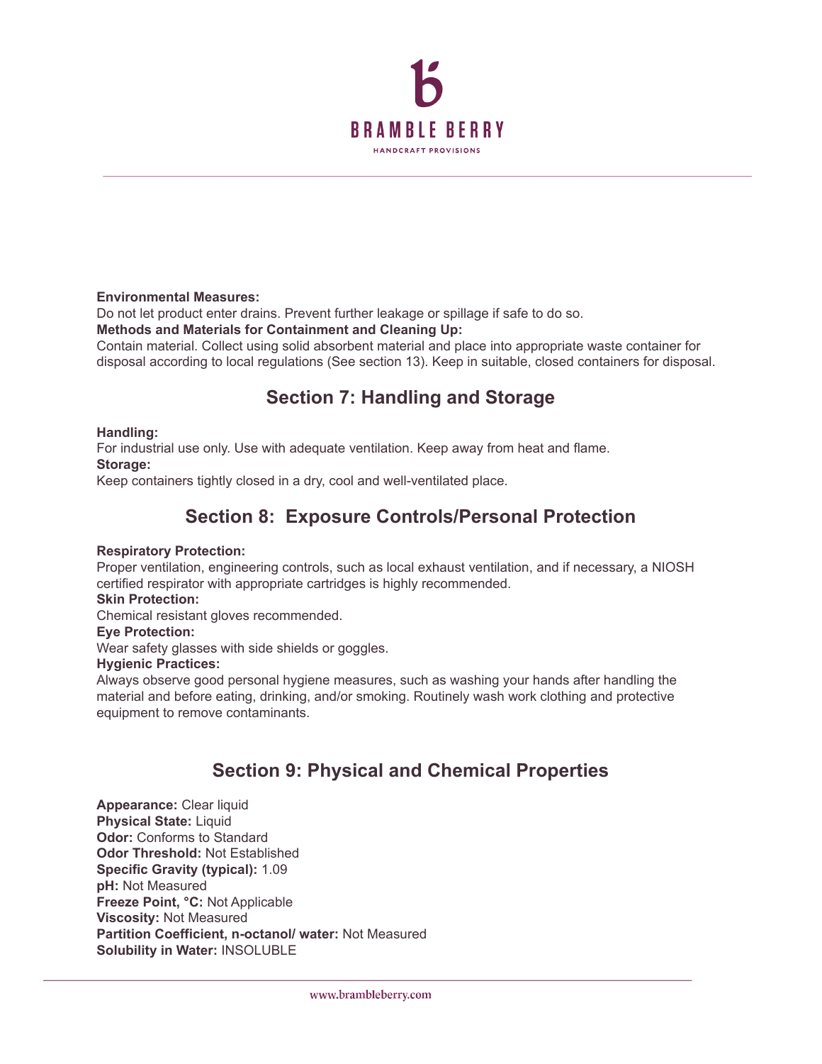**Environmental Measures:**
Do not let product enter drains. Prevent further leakage or spillage if safe to do so.
**Methods and Materials for Containment and Cleaning Up:**
Contain material. Collect using solid absorbent material and place into appropriate waste container for disposal according to local regulations (See section 13). Keep in suitable, closed containers for disposal.

## Section 7: Handling and Storage

**Handling:**
For industrial use only. Use with adequate ventilation. Keep away from heat and flame.
**Storage:**
Keep containers tightly closed in a dry, cool and well-ventilated place.

## Section 8: Exposure Controls/Personal Protection

**Respiratory Protection:**
Proper ventilation, engineering controls, such as local exhaust ventilation, and if necessary, a NIOSH certified respirator with appropriate cartridges is highly recommended.
**Skin Protection:**
Chemical resistant gloves recommended.
**Eye Protection:**
Wear safety glasses with side shields or goggles.
**Hygienic Practices:**
Always observe good personal hygiene measures, such as washing your hands after handling the material and before eating, drinking, and/or smoking. Routinely wash work clothing and protective equipment to remove contaminants.

## Section 9: Physical and Chemical Properties

**Appearance:** Clear liquid
**Physical State:** Liquid
**Odor:** Conforms to Standard
**Odor Threshold:** Not Established
**Specific Gravity (typical):** 1.09
**pH:** Not Measured
**Freeze Point, °C:** Not Applicable
**Viscosity:** Not Measured
**Partition Coefficient, n-octanol/ water:** Not Measured
**Solubility in Water:** INSOLUBLE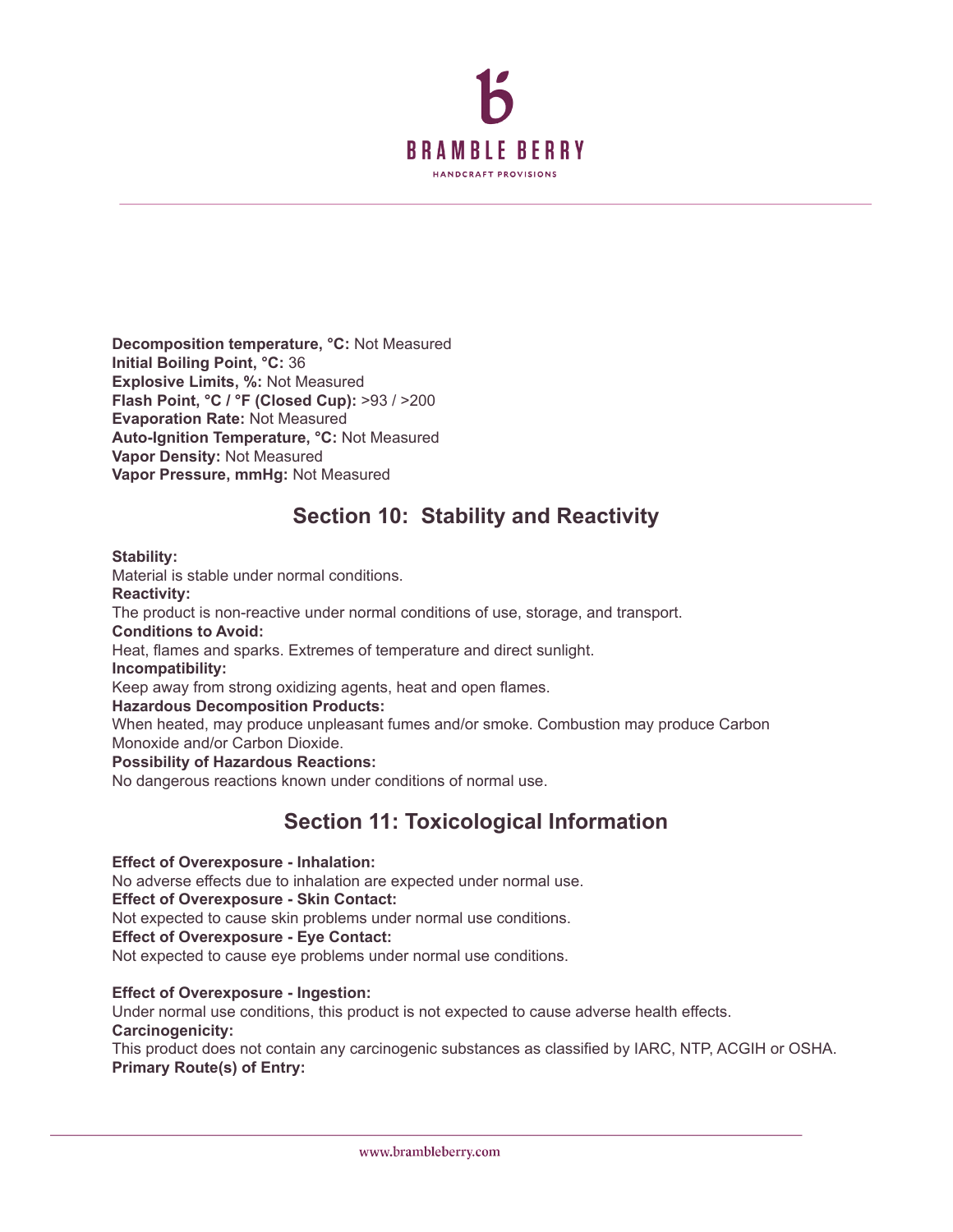**Decomposition temperature, °C:** Not Measured
**Initial Boiling Point, °C:** 36
**Explosive Limits, %:** Not Measured
**Flash Point, °C / °F (Closed Cup):** >93 / >200
**Evaporation Rate:** Not Measured
**Auto-Ignition Temperature, °C:** Not Measured
**Vapor Density:** Not Measured
**Vapor Pressure, mmHg:** Not Measured

## Section 10: Stability and Reactivity

**Stability:**
Material is stable under normal conditions.
**Reactivity:**
The product is non-reactive under normal conditions of use, storage, and transport.
**Conditions to Avoid:**
Heat, flames and sparks. Extremes of temperature and direct sunlight.
**Incompatibility:**
Keep away from strong oxidizing agents, heat and open flames.
**Hazardous Decomposition Products:**
When heated, may produce unpleasant fumes and/or smoke. Combustion may produce Carbon Monoxide and/or Carbon Dioxide.
**Possibility of Hazardous Reactions:**
No dangerous reactions known under conditions of normal use.

## Section 11: Toxicological Information

**Effect of Overexposure - Inhalation:**
No adverse effects due to inhalation are expected under normal use.
**Effect of Overexposure - Skin Contact:**
Not expected to cause skin problems under normal use conditions.
**Effect of Overexposure - Eye Contact:**
Not expected to cause eye problems under normal use conditions.

**Effect of Overexposure - Ingestion:**
Under normal use conditions, this product is not expected to cause adverse health effects.
**Carcinogenicity:**
This product does not contain any carcinogenic substances as classified by IARC, NTP, ACGIH or OSHA.
**Primary Route(s) of Entry:**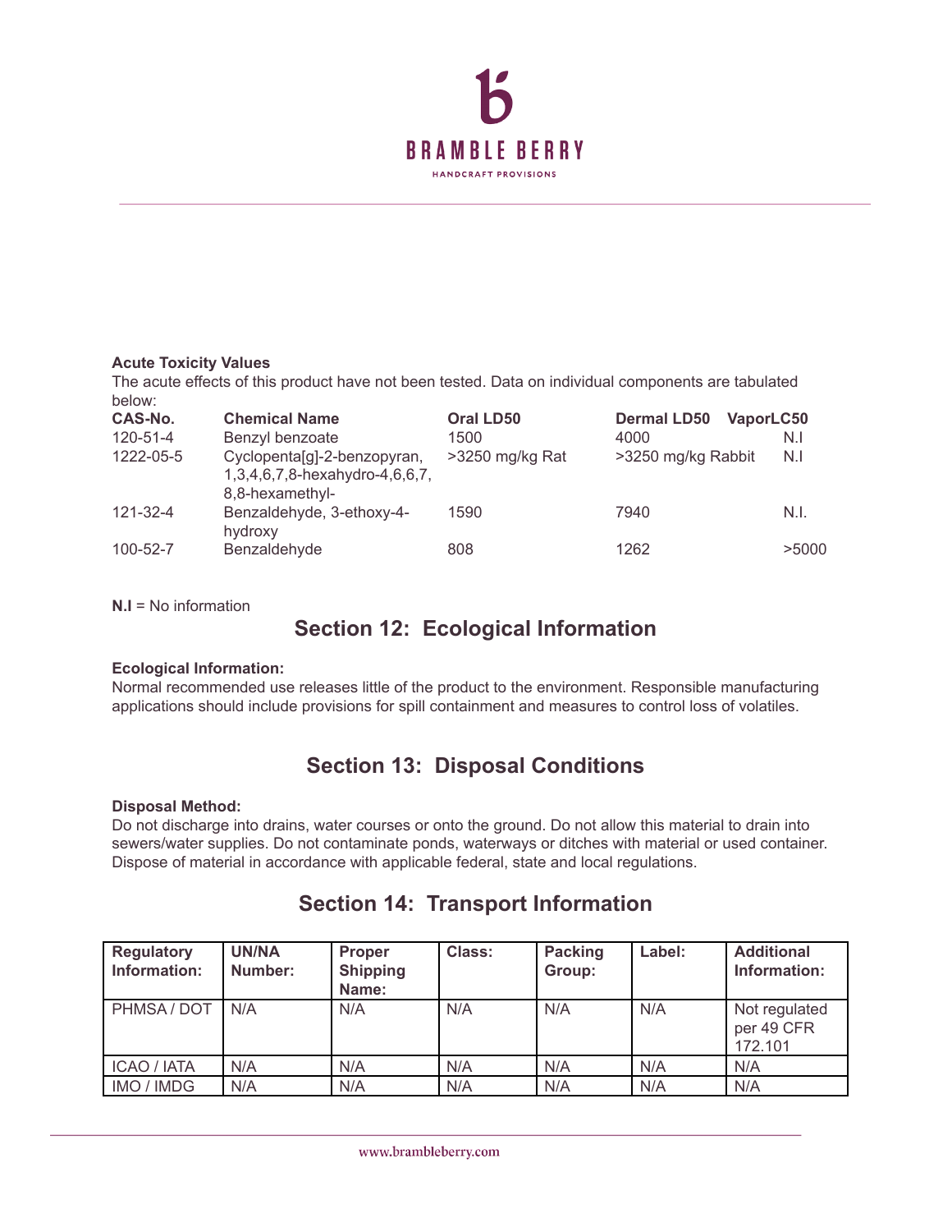**Acute Toxicity Values**

The acute effects of this product have not been tested. Data on individual components are tabulated below:

| CAS-No. | Chemical Name | Oral LD50 | Dermal LD50 | VaporLC50 |
|---|---|---|---|---|
| 120-51-4 | Benzyl benzoate | 1500 | 4000 | N.I |
| 1222-05-5 | Cyclopenta[g]-2-benzopyran, 1,3,4,6,7,8-hexahydro-4,6,6,7, 8,8-hexamethyl- | >3250 mg/kg Rat | >3250 mg/kg Rabbit | N.I |
| 121-32-4 | Benzaldehyde, 3-ethoxy-4-hydroxy | 1590 | 7940 | N.I. |
| 100-52-7 | Benzaldehyde | 808 | 1262 | >5000 |

**N.I** = No information

## Section 12: Ecological Information

**Ecological Information:**

Normal recommended use releases little of the product to the environment. Responsible manufacturing applications should include provisions for spill containment and measures to control loss of volatiles.

## Section 13: Disposal Conditions

**Disposal Method:**

Do not discharge into drains, water courses or onto the ground. Do not allow this material to drain into sewers/water supplies. Do not contaminate ponds, waterways or ditches with material or used container. Dispose of material in accordance with applicable federal, state and local regulations.

## Section 14: Transport Information

| Regulatory Information: | UN/NA Number: | Proper Shipping Name: | Class: | Packing Group: | Label: | Additional Information: |
|---|---|---|---|---|---|---|
| PHMSA / DOT | N/A | N/A | N/A | N/A | N/A | Not regulated per 49 CFR 172.101 |
| ICAO / IATA | N/A | N/A | N/A | N/A | N/A | N/A |
| IMO / IMDG | N/A | N/A | N/A | N/A | N/A | N/A |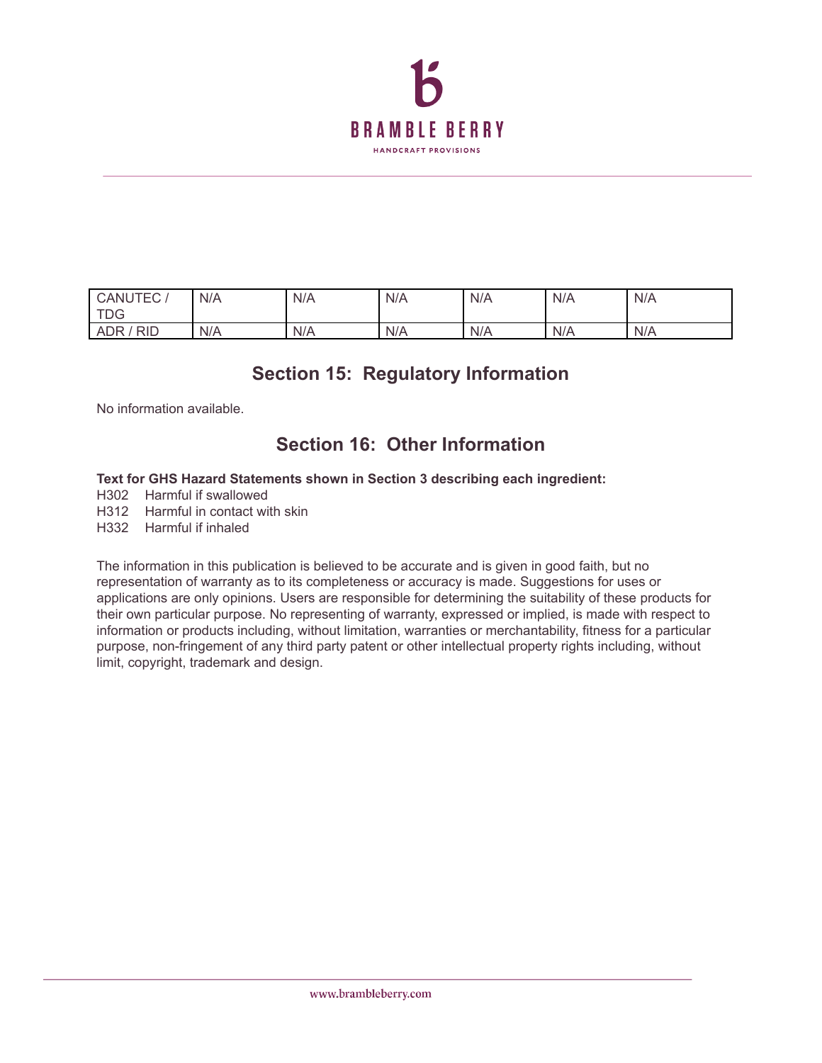| | | | | | | |
|---|---|---|---|---|---|---|
| CANUTEC / TDG | N/A | N/A | N/A | N/A | N/A | N/A |
| ADR / RID | N/A | N/A | N/A | N/A | N/A | N/A |

## Section 15: Regulatory Information

No information available.

## Section 16: Other Information

**Text for GHS Hazard Statements shown in Section 3 describing each ingredient:**

H302 Harmful if swallowed
H312 Harmful in contact with skin
H332 Harmful if inhaled

The information in this publication is believed to be accurate and is given in good faith, but no representation of warranty as to its completeness or accuracy is made. Suggestions for uses or applications are only opinions. Users are responsible for determining the suitability of these products for their own particular purpose. No representing of warranty, expressed or implied, is made with respect to information or products including, without limitation, warranties or merchantability, fitness for a particular purpose, non-fringement of any third party patent or other intellectual property rights including, without limit, copyright, trademark and design.